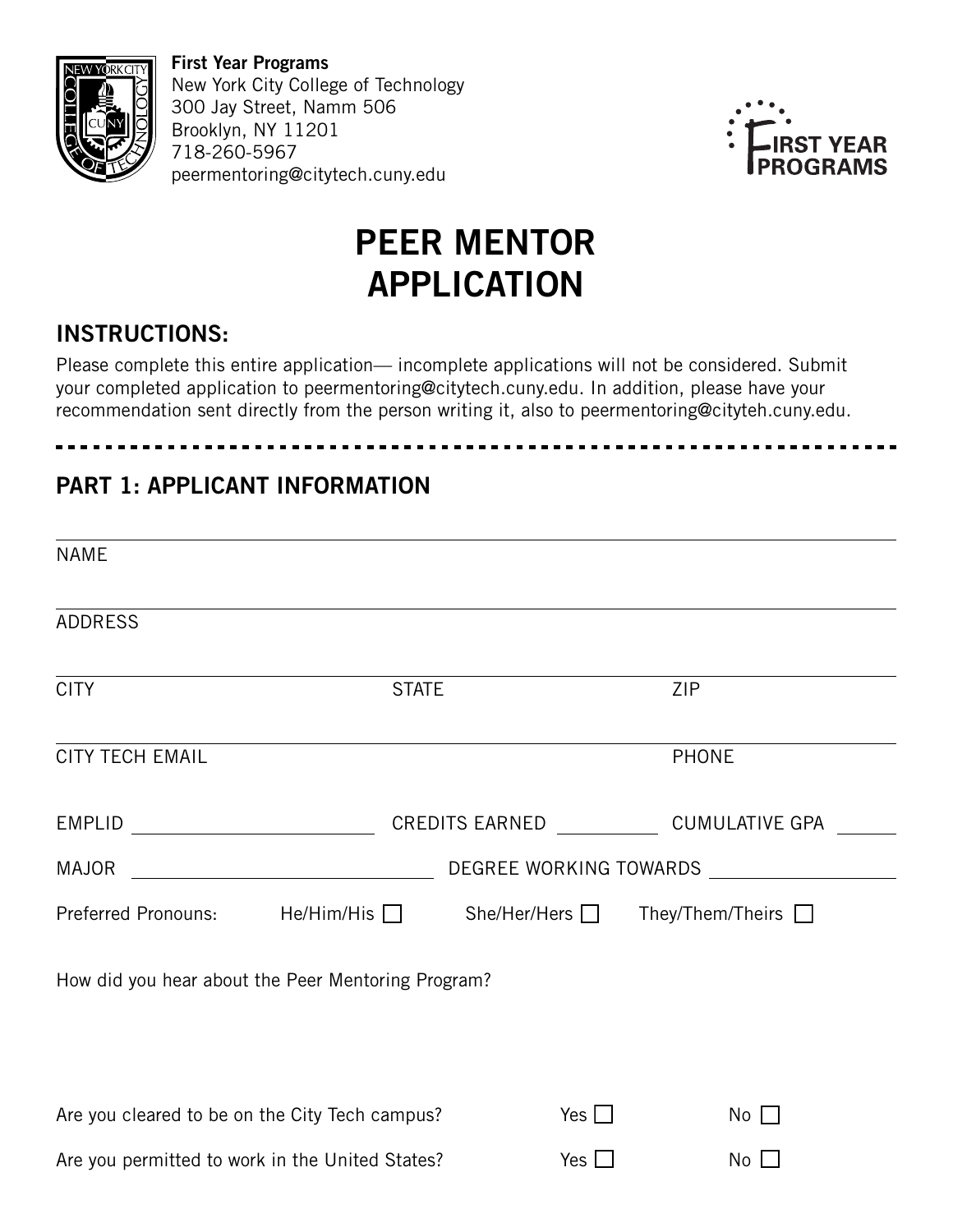**First Year Programs**
New York City College of Technology
300 Jay Street, Namm 506
Brooklyn, NY 11201
718-260-5967
peermentoring@citytech.cuny.edu

# PEER MENTOR APPLICATION

## INSTRUCTIONS:

Please complete this entire application— incomplete applications will not be considered. Submit your completed application to peermentoring@citytech.cuny.edu. In addition, please have your recommendation sent directly from the person writing it, also to peermentoring@cityteh.cuny.edu.

---

## PART 1: APPLICANT INFORMATION

NAME

ADDRESS

CITY | STATE | ZIP

CITY TECH EMAIL | PHONE

EMPLID ____________ CREDITS EARNED ________ CUMULATIVE GPA ______

MAJOR ____________ DEGREE WORKING TOWARDS ____________

Preferred Pronouns: He/Him/His ☐ She/Her/Hers ☐ They/Them/Theirs ☐

How did you hear about the Peer Mentoring Program?

Are you cleared to be on the City Tech campus? Yes ☐ No ☐

Are you permitted to work in the United States? Yes ☐ No ☐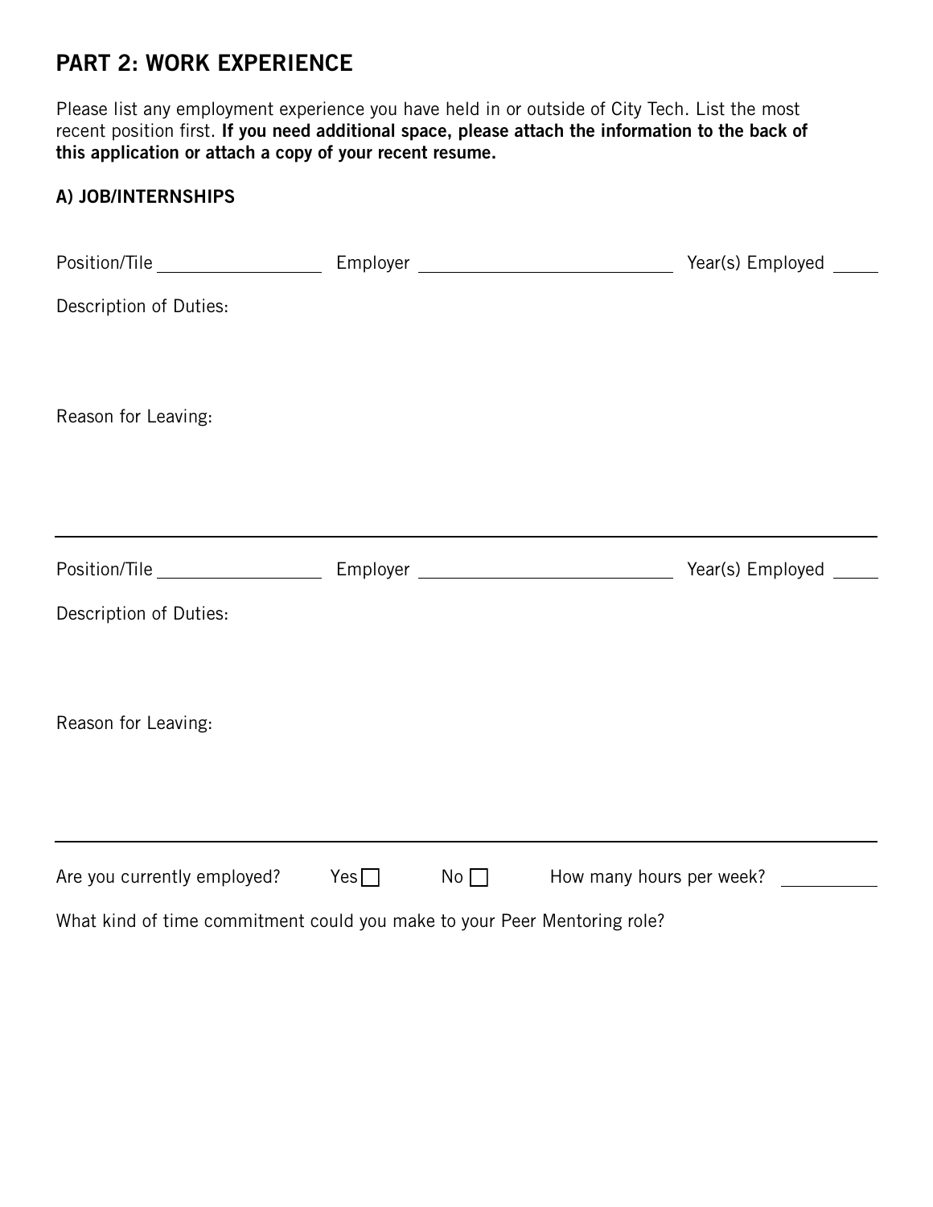## PART 2: WORK EXPERIENCE

Please list any employment experience you have held in or outside of City Tech. List the most recent position first. **If you need additional space, please attach the information to the back of this application or attach a copy of your recent resume.**

### A) JOB/INTERNSHIPS

Position/Tile ________________ Employer ________________________ Year(s) Employed _____

Description of Duties:

Reason for Leaving:

---

Position/Tile ________________ Employer ________________________ Year(s) Employed _____

Description of Duties:

Reason for Leaving:

---

Are you currently employed? Yes ☐ No ☐ How many hours per week? __________

What kind of time commitment could you make to your Peer Mentoring role?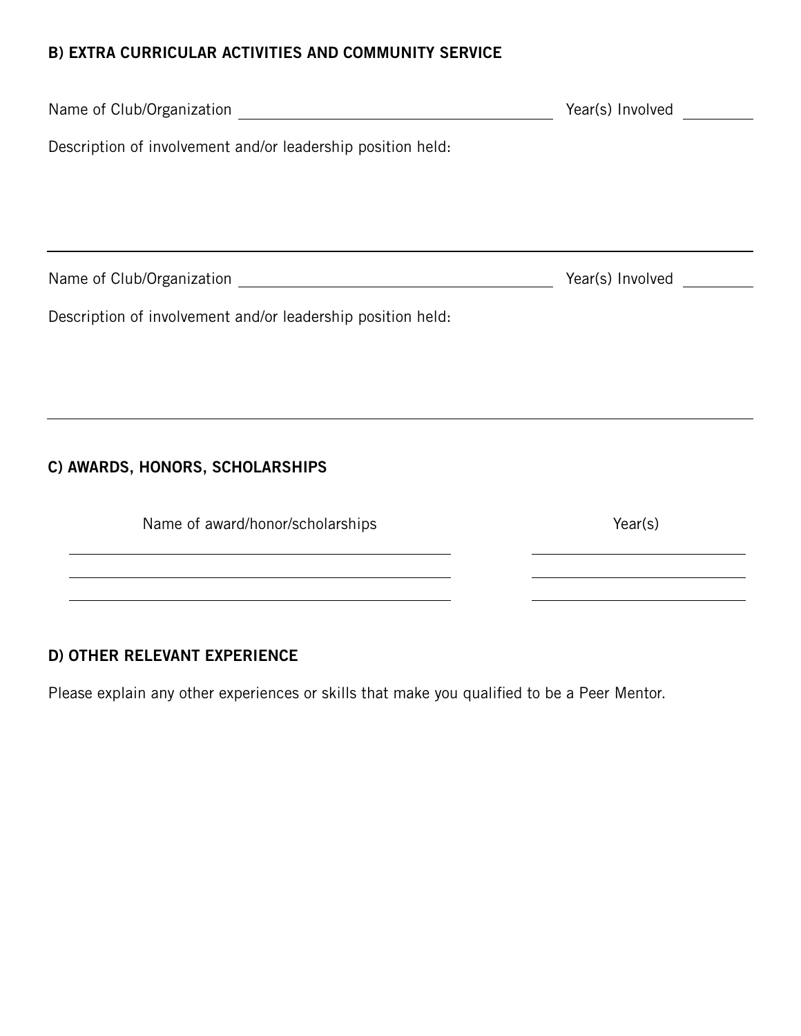## B) EXTRA CURRICULAR ACTIVITIES AND COMMUNITY SERVICE

Name of Club/Organization ______________________________ Year(s) Involved ________

Description of involvement and/or leadership position held:

---

Name of Club/Organization ______________________________ Year(s) Involved ________

Description of involvement and/or leadership position held:

---

## C) AWARDS, HONORS, SCHOLARSHIPS

| Name of award/honor/scholarships | Year(s) |
| --- | --- |
| | |
| | |
| | |

## D) OTHER RELEVANT EXPERIENCE

Please explain any other experiences or skills that make you qualified to be a Peer Mentor.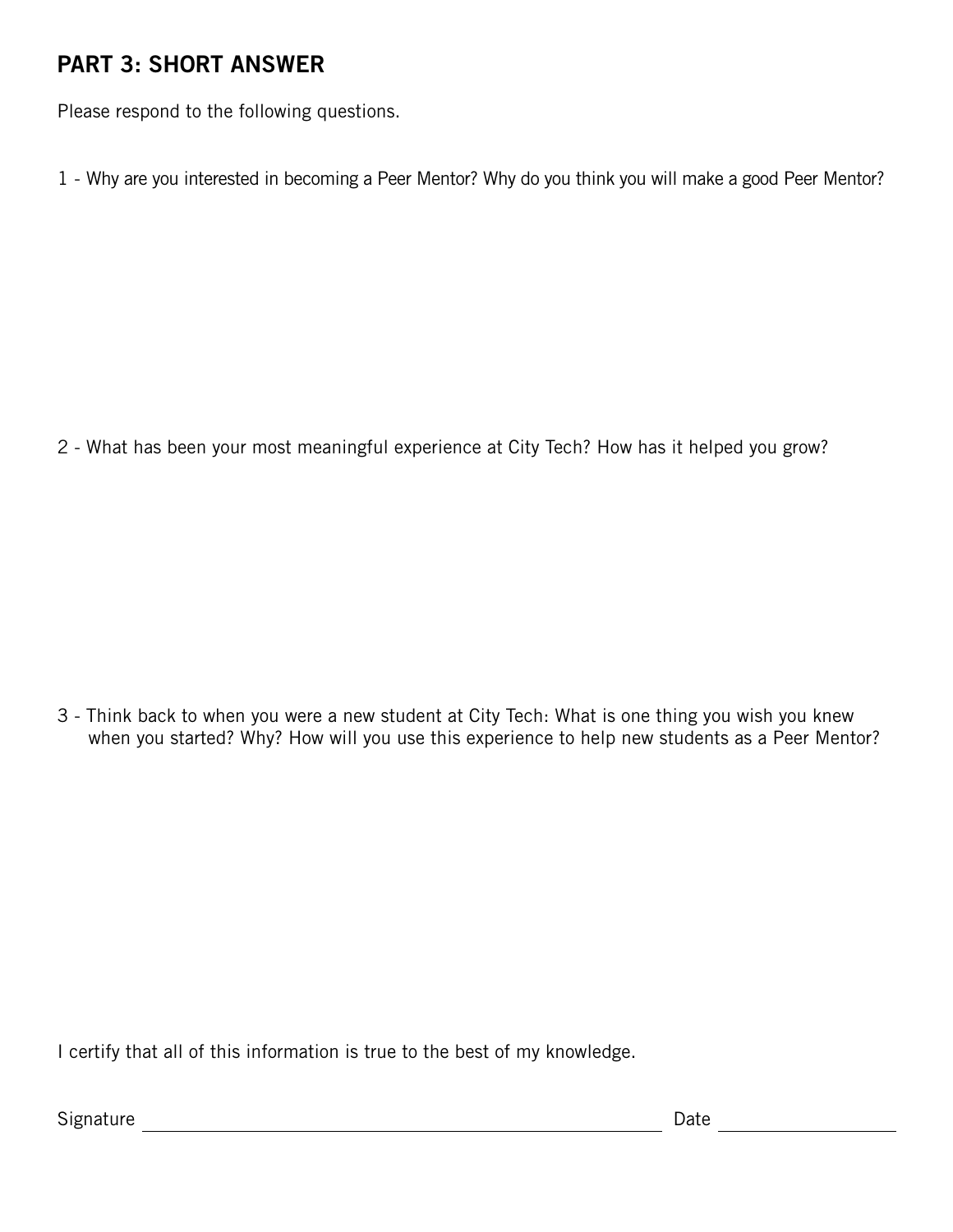## PART 3: SHORT ANSWER

Please respond to the following questions.

1 - Why are you interested in becoming a Peer Mentor? Why do you think you will make a good Peer Mentor?

2 - What has been your most meaningful experience at City Tech? How has it helped you grow?

3 - Think back to when you were a new student at City Tech: What is one thing you wish you knew when you started? Why? How will you use this experience to help new students as a Peer Mentor?

I certify that all of this information is true to the best of my knowledge.

Signature ______________________________ Date ______________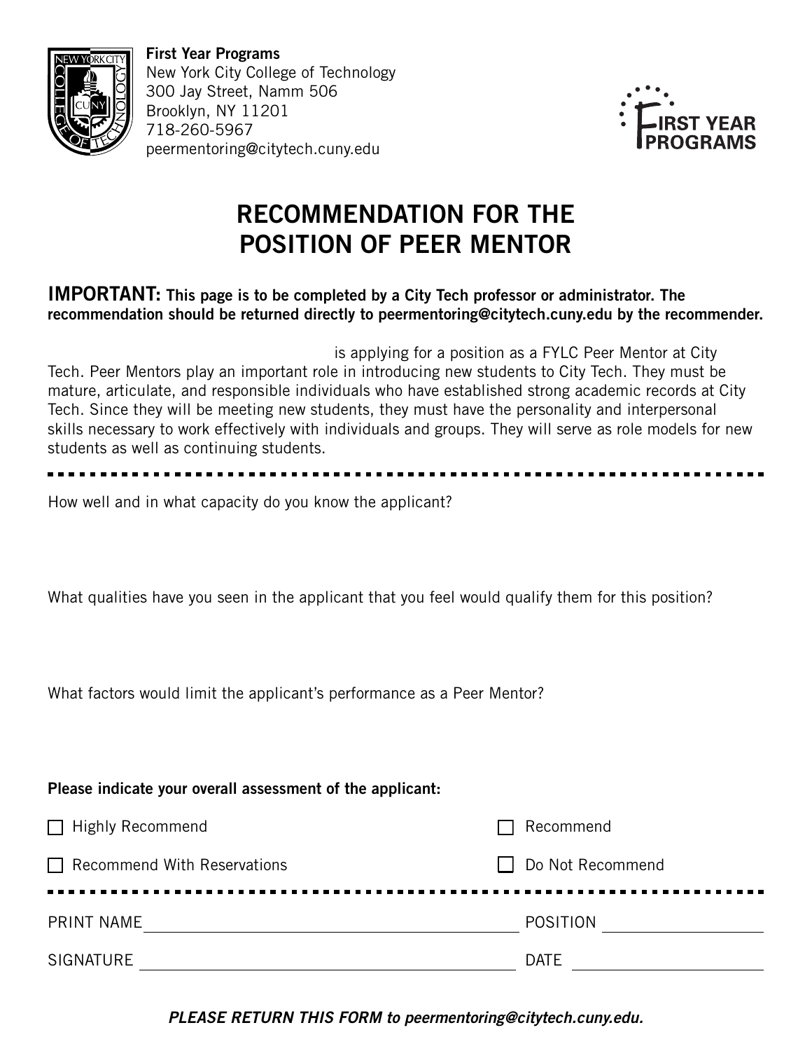**First Year Programs**
New York City College of Technology
300 Jay Street, Namm 506
Brooklyn, NY 11201
718-260-5967
peermentoring@citytech.cuny.edu

# RECOMMENDATION FOR THE POSITION OF PEER MENTOR

**IMPORTANT: This page is to be completed by a City Tech professor or administrator. The recommendation should be returned directly to peermentoring@citytech.cuny.edu by the recommender.**

\_\_\_\_\_\_\_\_\_\_\_\_\_\_\_\_\_\_\_\_\_\_\_\_\_\_ is applying for a position as a FYLC Peer Mentor at City Tech. Peer Mentors play an important role in introducing new students to City Tech. They must be mature, articulate, and responsible individuals who have established strong academic records at City Tech. Since they will be meeting new students, they must have the personality and interpersonal skills necessary to work effectively with individuals and groups. They will serve as role models for new students as well as continuing students.

---

How well and in what capacity do you know the applicant?

What qualities have you seen in the applicant that you feel would qualify them for this position?

What factors would limit the applicant's performance as a Peer Mentor?

**Please indicate your overall assessment of the applicant:**

☐ Highly Recommend

☐ Recommend

☐ Recommend With Reservations

☐ Do Not Recommend

---

PRINT NAME \_\_\_\_\_\_\_\_\_\_\_\_\_\_\_\_\_\_\_\_\_\_\_\_\_\_ POSITION \_\_\_\_\_\_\_\_\_\_\_\_\_\_\_\_

SIGNATURE \_\_\_\_\_\_\_\_\_\_\_\_\_\_\_\_\_\_\_\_\_\_\_\_\_\_ DATE \_\_\_\_\_\_\_\_\_\_\_\_\_\_\_\_

***PLEASE RETURN THIS FORM to peermentoring@citytech.cuny.edu.***